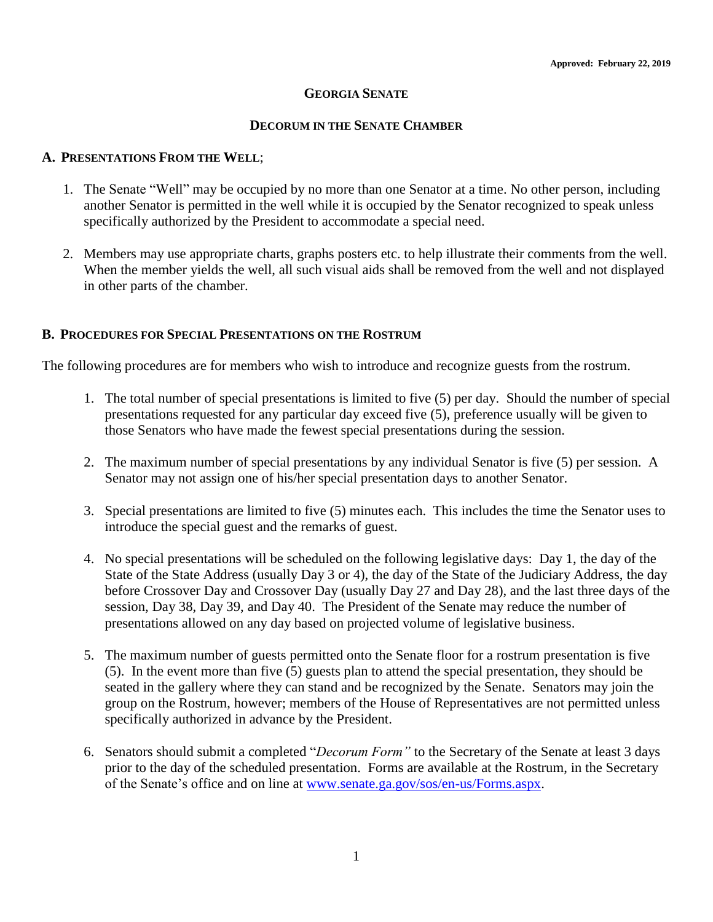**Approved: February 22, 2019**

# GEORGIA SENATE

## DECORUM IN THE SENATE CHAMBER

### A. PRESENTATIONS FROM THE WELL;

1. The Senate "Well" may be occupied by no more than one Senator at a time. No other person, including another Senator is permitted in the well while it is occupied by the Senator recognized to speak unless specifically authorized by the President to accommodate a special need.

2. Members may use appropriate charts, graphs posters etc. to help illustrate their comments from the well. When the member yields the well, all such visual aids shall be removed from the well and not displayed in other parts of the chamber.

### B. PROCEDURES FOR SPECIAL PRESENTATIONS ON THE ROSTRUM

The following procedures are for members who wish to introduce and recognize guests from the rostrum.

1. The total number of special presentations is limited to five (5) per day. Should the number of special presentations requested for any particular day exceed five (5), preference usually will be given to those Senators who have made the fewest special presentations during the session.

2. The maximum number of special presentations by any individual Senator is five (5) per session. A Senator may not assign one of his/her special presentation days to another Senator.

3. Special presentations are limited to five (5) minutes each. This includes the time the Senator uses to introduce the special guest and the remarks of guest.

4. No special presentations will be scheduled on the following legislative days: Day 1, the day of the State of the State Address (usually Day 3 or 4), the day of the State of the Judiciary Address, the day before Crossover Day and Crossover Day (usually Day 27 and Day 28), and the last three days of the session, Day 38, Day 39, and Day 40. The President of the Senate may reduce the number of presentations allowed on any day based on projected volume of legislative business.

5. The maximum number of guests permitted onto the Senate floor for a rostrum presentation is five (5). In the event more than five (5) guests plan to attend the special presentation, they should be seated in the gallery where they can stand and be recognized by the Senate. Senators may join the group on the Rostrum, however; members of the House of Representatives are not permitted unless specifically authorized in advance by the President.

6. Senators should submit a completed "*Decorum Form"* to the Secretary of the Senate at least 3 days prior to the day of the scheduled presentation. Forms are available at the Rostrum, in the Secretary of the Senate's office and on line at www.senate.ga.gov/sos/en-us/Forms.aspx.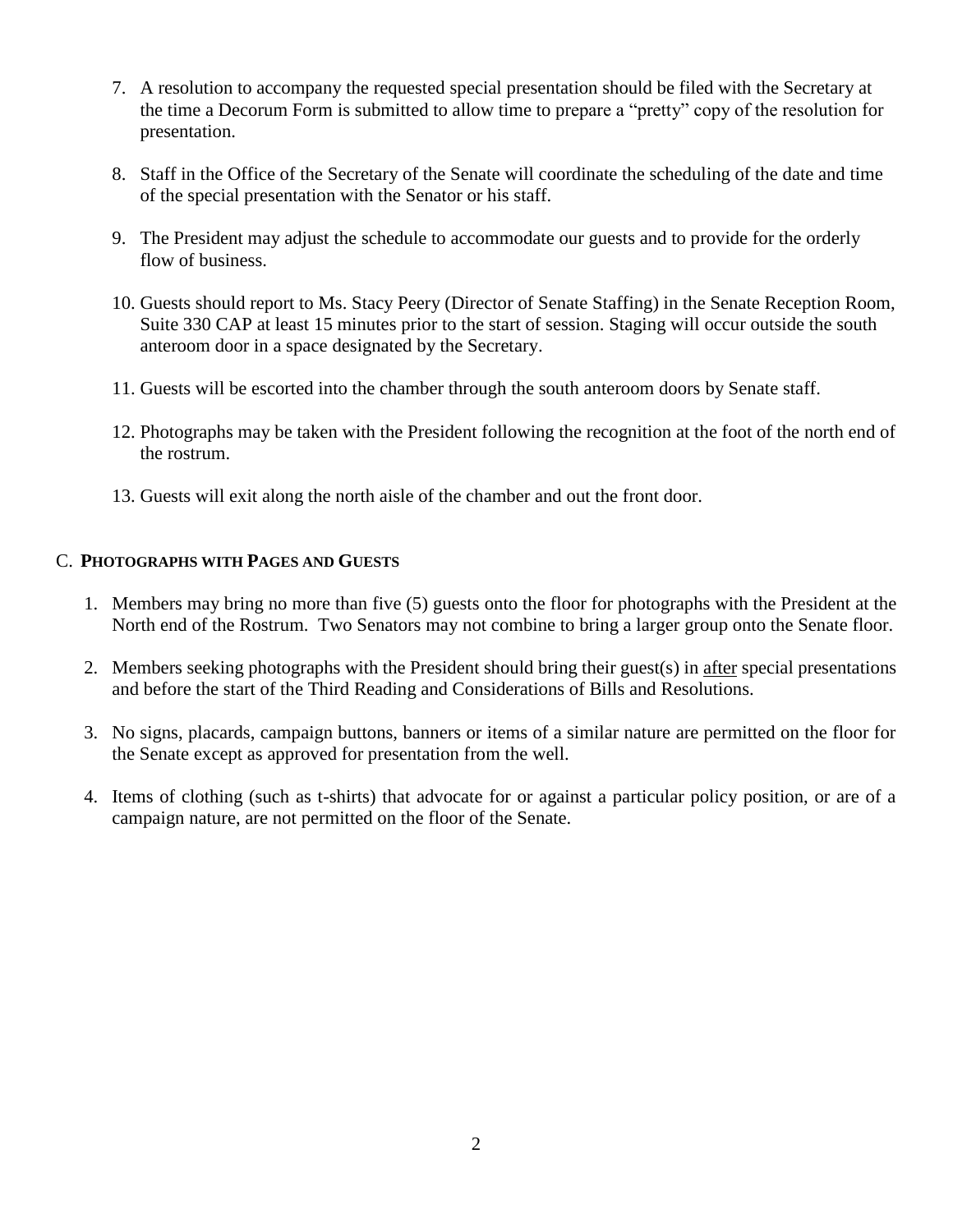7. A resolution to accompany the requested special presentation should be filed with the Secretary at the time a Decorum Form is submitted to allow time to prepare a "pretty" copy of the resolution for presentation.

8. Staff in the Office of the Secretary of the Senate will coordinate the scheduling of the date and time of the special presentation with the Senator or his staff.

9. The President may adjust the schedule to accommodate our guests and to provide for the orderly flow of business.

10. Guests should report to Ms. Stacy Peery (Director of Senate Staffing) in the Senate Reception Room, Suite 330 CAP at least 15 minutes prior to the start of session. Staging will occur outside the south anteroom door in a space designated by the Secretary.

11. Guests will be escorted into the chamber through the south anteroom doors by Senate staff.

12. Photographs may be taken with the President following the recognition at the foot of the north end of the rostrum.

13. Guests will exit along the north aisle of the chamber and out the front door.

### C. **PHOTOGRAPHS WITH PAGES AND GUESTS**

1. Members may bring no more than five (5) guests onto the floor for photographs with the President at the North end of the Rostrum. Two Senators may not combine to bring a larger group onto the Senate floor.

2. Members seeking photographs with the President should bring their guest(s) in <u>after</u> special presentations and before the start of the Third Reading and Considerations of Bills and Resolutions.

3. No signs, placards, campaign buttons, banners or items of a similar nature are permitted on the floor for the Senate except as approved for presentation from the well.

4. Items of clothing (such as t-shirts) that advocate for or against a particular policy position, or are of a campaign nature, are not permitted on the floor of the Senate.